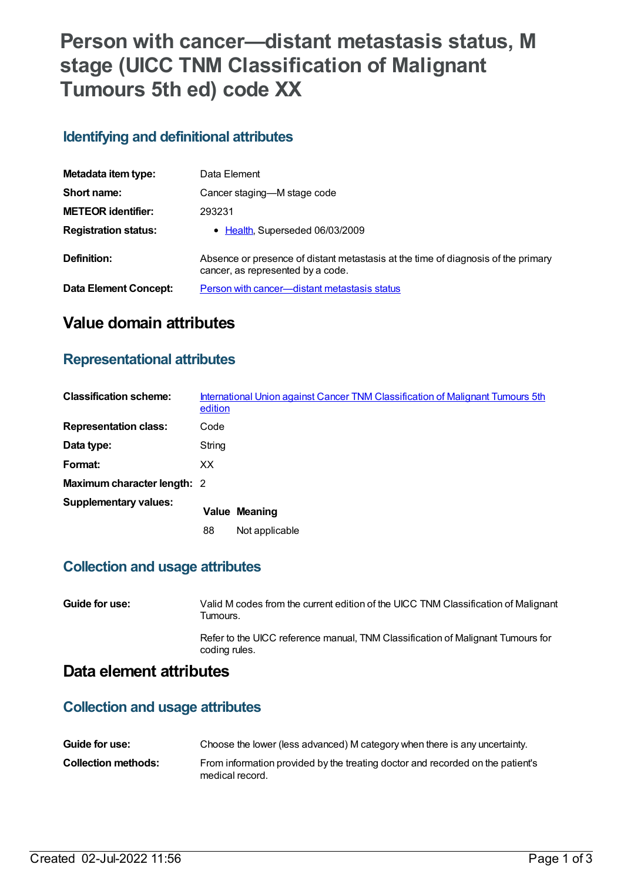# Person with cancer—distant metastasis status, M stage (UICC TNM Classification of Malignant Tumours 5th ed) code XX

## Identifying and definitional attributes

| | |
|---|---|
| **Metadata item type:** | Data Element |
| **Short name:** | Cancer staging—M stage code |
| **METEOR identifier:** | 293231 |
| **Registration status:** | • Health, Superseded 06/03/2009 |
| **Definition:** | Absence or presence of distant metastasis at the time of diagnosis of the primary cancer, as represented by a code. |
| **Data Element Concept:** | Person with cancer—distant metastasis status |

# Value domain attributes

## Representational attributes

| | |
|---|---|
| **Classification scheme:** | International Union against Cancer TNM Classification of Malignant Tumours 5th edition |
| **Representation class:** | Code |
| **Data type:** | String |
| **Format:** | XX |
| **Maximum character length:** | 2 |

**Supplementary values:**

| Value | Meaning |
|---|---|
| 88 | Not applicable |

## Collection and usage attributes

**Guide for use:** Valid M codes from the current edition of the UICC TNM Classification of Malignant Tumours.

Refer to the UICC reference manual, TNM Classification of Malignant Tumours for coding rules.

# Data element attributes

## Collection and usage attributes

| | |
|---|---|
| **Guide for use:** | Choose the lower (less advanced) M category when there is any uncertainty. |
| **Collection methods:** | From information provided by the treating doctor and recorded on the patient's medical record. |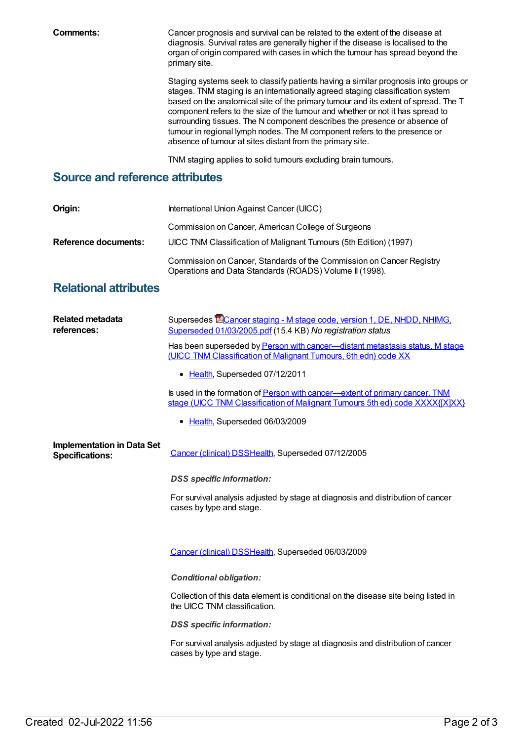**Comments:**

Cancer prognosis and survival can be related to the extent of the disease at diagnosis. Survival rates are generally higher if the disease is localised to the organ of origin compared with cases in which the tumour has spread beyond the primary site.

Staging systems seek to classify patients having a similar prognosis into groups or stages. TNM staging is an internationally agreed staging classification system based on the anatomical site of the primary tumour and its extent of spread. The T component refers to the size of the tumour and whether or not it has spread to surrounding tissues. The N component describes the presence or absence of tumour in regional lymph nodes. The M component refers to the presence or absence of tumour at sites distant from the primary site.

TNM staging applies to solid tumours excluding brain tumours.

## Source and reference attributes

**Origin:**

International Union Against Cancer (UICC)

Commission on Cancer, American College of Surgeons

**Reference documents:**

UICC TNM Classification of Malignant Tumours (5th Edition) (1997)

Commission on Cancer, Standards of the Commission on Cancer Registry Operations and Data Standards (ROADS) Volume II (1998).

## Relational attributes

**Related metadata references:**

Supersedes Cancer staging - M stage code, version 1, DE, NHDD, NHIMG, Superseded 01/03/2005.pdf (15.4 KB) *No registration status*

Has been superseded by Person with cancer—distant metastasis status, M stage (UICC TNM Classification of Malignant Tumours, 6th edn) code XX

- Health, Superseded 07/12/2011

Is used in the formation of Person with cancer—extent of primary cancer, TNM stage (UICC TNM Classification of Malignant Tumours 5th ed) code XXXX{[X]XX}

- Health, Superseded 06/03/2009

**Implementation in Data Set Specifications:**

Cancer (clinical) DSSHealth, Superseded 07/12/2005

***DSS specific information:***

For survival analysis adjusted by stage at diagnosis and distribution of cancer cases by type and stage.

Cancer (clinical) DSSHealth, Superseded 06/03/2009

***Conditional obligation:***

Collection of this data element is conditional on the disease site being listed in the UICC TNM classification.

***DSS specific information:***

For survival analysis adjusted by stage at diagnosis and distribution of cancer cases by type and stage.